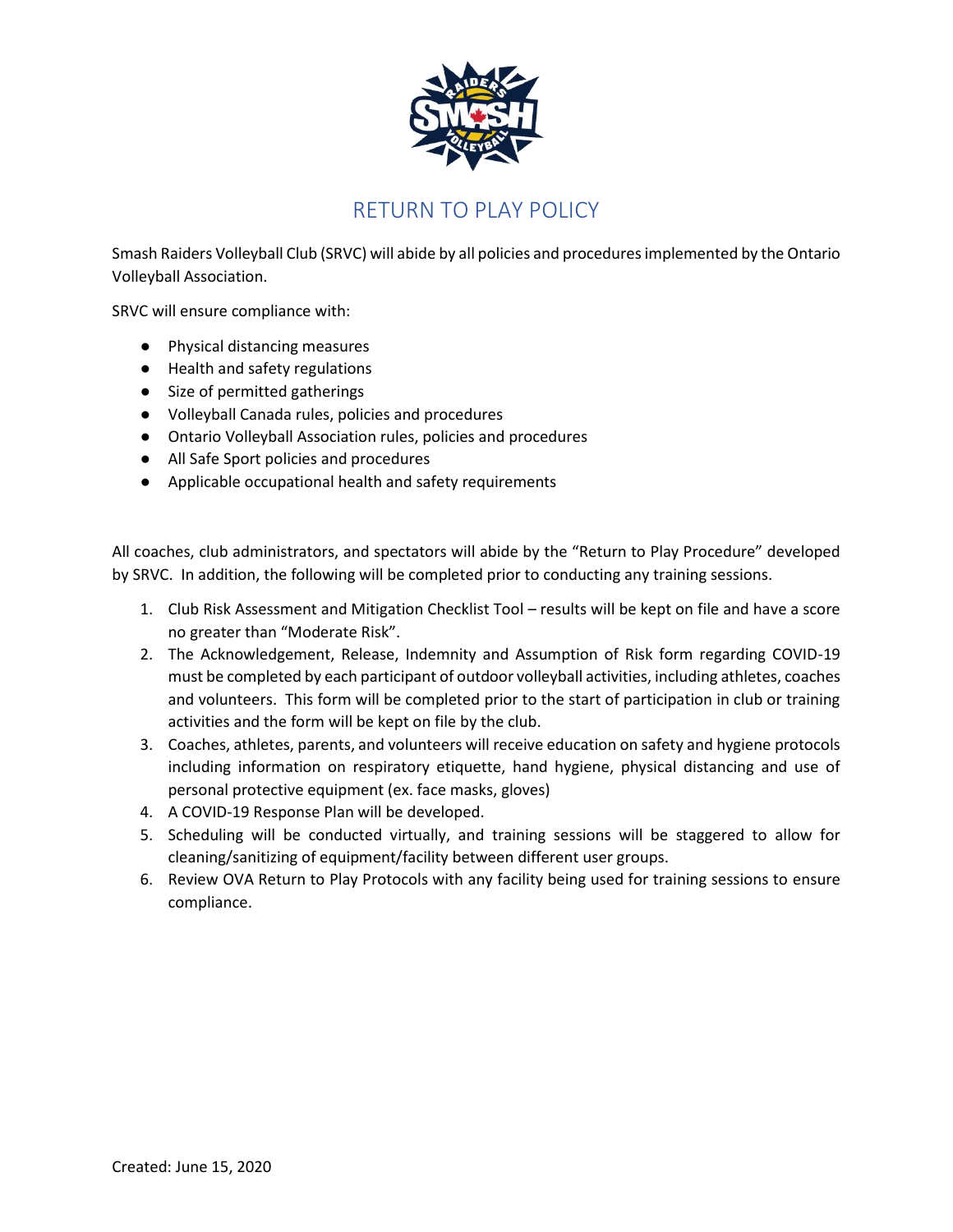# RETURN TO PLAY POLICY

Smash Raiders Volleyball Club (SRVC) will abide by all policies and procedures implemented by the Ontario Volleyball Association.

SRVC will ensure compliance with:

- Physical distancing measures
- Health and safety regulations
- Size of permitted gatherings
- Volleyball Canada rules, policies and procedures
- Ontario Volleyball Association rules, policies and procedures
- All Safe Sport policies and procedures
- Applicable occupational health and safety requirements

All coaches, club administrators, and spectators will abide by the "Return to Play Procedure" developed by SRVC. In addition, the following will be completed prior to conducting any training sessions.

1. Club Risk Assessment and Mitigation Checklist Tool – results will be kept on file and have a score no greater than "Moderate Risk".
2. The Acknowledgement, Release, Indemnity and Assumption of Risk form regarding COVID-19 must be completed by each participant of outdoor volleyball activities, including athletes, coaches and volunteers. This form will be completed prior to the start of participation in club or training activities and the form will be kept on file by the club.
3. Coaches, athletes, parents, and volunteers will receive education on safety and hygiene protocols including information on respiratory etiquette, hand hygiene, physical distancing and use of personal protective equipment (ex. face masks, gloves)
4. A COVID-19 Response Plan will be developed.
5. Scheduling will be conducted virtually, and training sessions will be staggered to allow for cleaning/sanitizing of equipment/facility between different user groups.
6. Review OVA Return to Play Protocols with any facility being used for training sessions to ensure compliance.

Created: June 15, 2020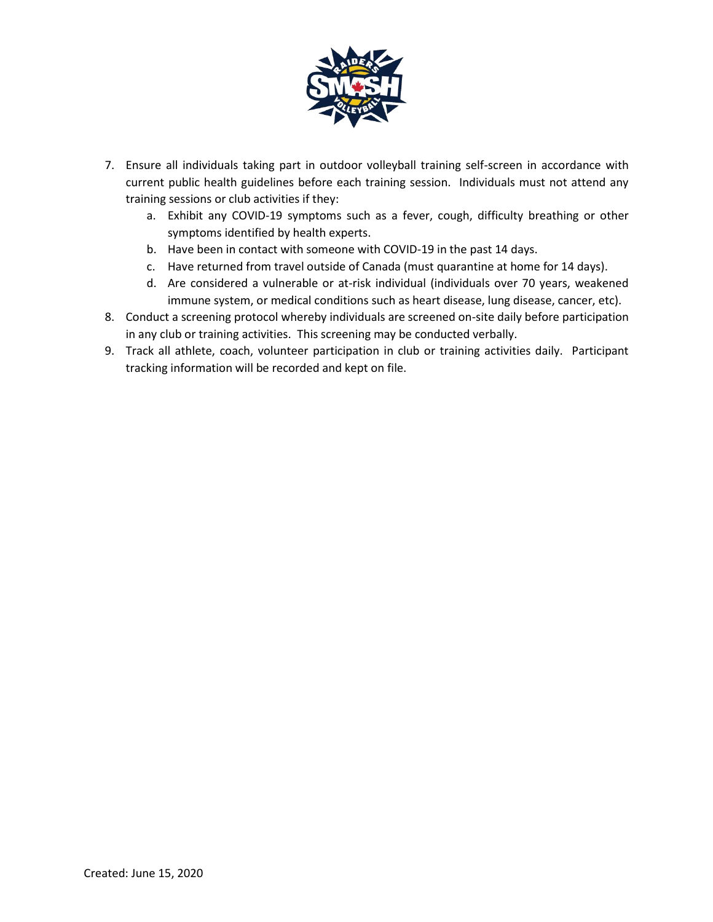7. Ensure all individuals taking part in outdoor volleyball training self-screen in accordance with current public health guidelines before each training session. Individuals must not attend any training sessions or club activities if they:
   a. Exhibit any COVID-19 symptoms such as a fever, cough, difficulty breathing or other symptoms identified by health experts.
   b. Have been in contact with someone with COVID-19 in the past 14 days.
   c. Have returned from travel outside of Canada (must quarantine at home for 14 days).
   d. Are considered a vulnerable or at-risk individual (individuals over 70 years, weakened immune system, or medical conditions such as heart disease, lung disease, cancer, etc).
8. Conduct a screening protocol whereby individuals are screened on-site daily before participation in any club or training activities. This screening may be conducted verbally.
9. Track all athlete, coach, volunteer participation in club or training activities daily. Participant tracking information will be recorded and kept on file.

Created: June 15, 2020